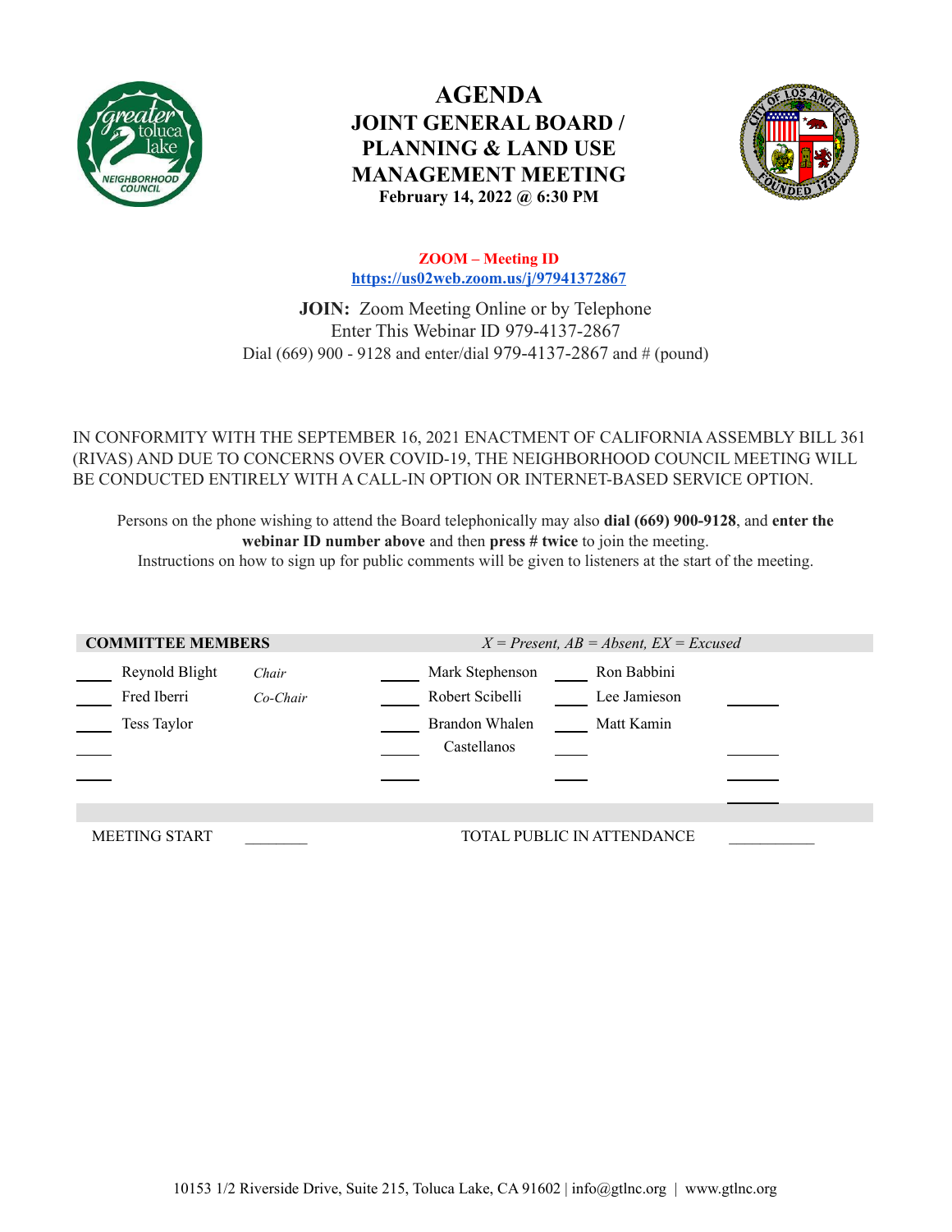# AGENDA
## JOINT GENERAL BOARD / PLANNING & LAND USE MANAGEMENT MEETING
**February 14, 2022 @ 6:30 PM**

**ZOOM – Meeting ID**
**https://us02web.zoom.us/j/97941372867**

**JOIN:** Zoom Meeting Online or by Telephone
Enter This Webinar ID 979-4137-2867
Dial (669) 900 - 9128 and enter/dial 979-4137-2867 and # (pound)

IN CONFORMITY WITH THE SEPTEMBER 16, 2021 ENACTMENT OF CALIFORNIA ASSEMBLY BILL 361 (RIVAS) AND DUE TO CONCERNS OVER COVID-19, THE NEIGHBORHOOD COUNCIL MEETING WILL BE CONDUCTED ENTIRELY WITH A CALL-IN OPTION OR INTERNET-BASED SERVICE OPTION.

Persons on the phone wishing to attend the Board telephonically may also **dial (669) 900-9128**, and **enter the webinar ID number above** and then **press # twice** to join the meeting.
Instructions on how to sign up for public comments will be given to listeners at the start of the meeting.

| **COMMITTEE MEMBERS** | | | | | | *X = Present, AB = Absent, EX = Excused* |
|---|---|---|---|---|---|---|
| ____ | Reynold Blight | *Chair* | ____ | Mark Stephenson | ____ | Ron Babbini |
| ____ | Fred Iberri | *Co-Chair* | ____ | Robert Scibelli | ____ | Lee Jamieson |
| ____ | Tess Taylor | | ____ | Brandon Whalen Castellanos | ____ | Matt Kamin |

MEETING START ________ TOTAL PUBLIC IN ATTENDANCE ________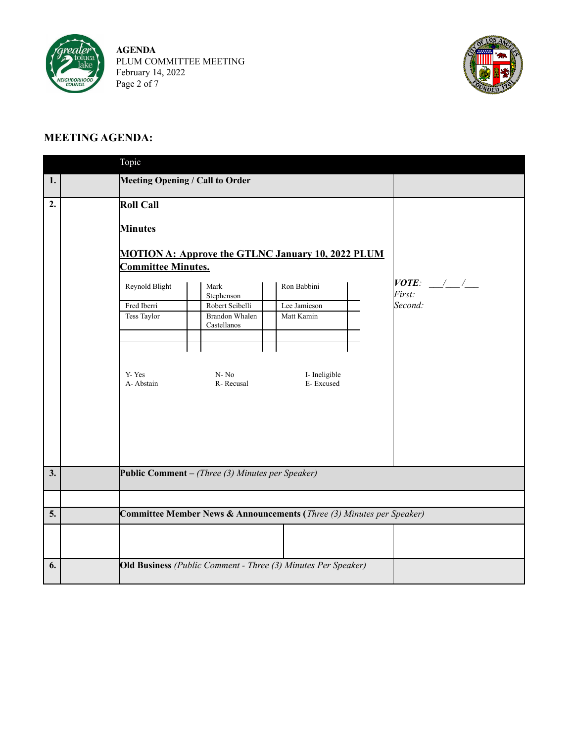## MEETING AGENDA:

| | | Topic | |
|---|---|---|---|
| **1.** | | **Meeting Opening / Call to Order** | |
| **2.** | | **Roll Call**<br><br>**Minutes**<br><br>**MOTION A: Approve the GTLNC January 10, 2022 PLUM Committee Minutes.** | ***VOTE**: ___/___/___*<br>*First:*<br>*Second:* |
| **3.** | | **Public Comment** – *(Three (3) Minutes per Speaker)* | |
| | | | |
| **5.** | | **Committee Member News & Announcements** (*Three (3) Minutes per Speaker)* | |
| | | | |
| **6.** | | **Old Business** *(Public Comment - Three (3) Minutes Per Speaker)* | |

| | | | | | |
|---|---|---|---|---|---|
| Reynold Blight | | Mark Stephenson | | Ron Babbini | |
| Fred Iberri | | Robert Scibelli | | Lee Jamieson | |
| Tess Taylor | | Brandon Whalen Castellanos | | Matt Kamin | |
| | | | | | |
| | | | | | |

Y- Yes N- No I- Ineligible
A- Abstain R- Recusal E- Excused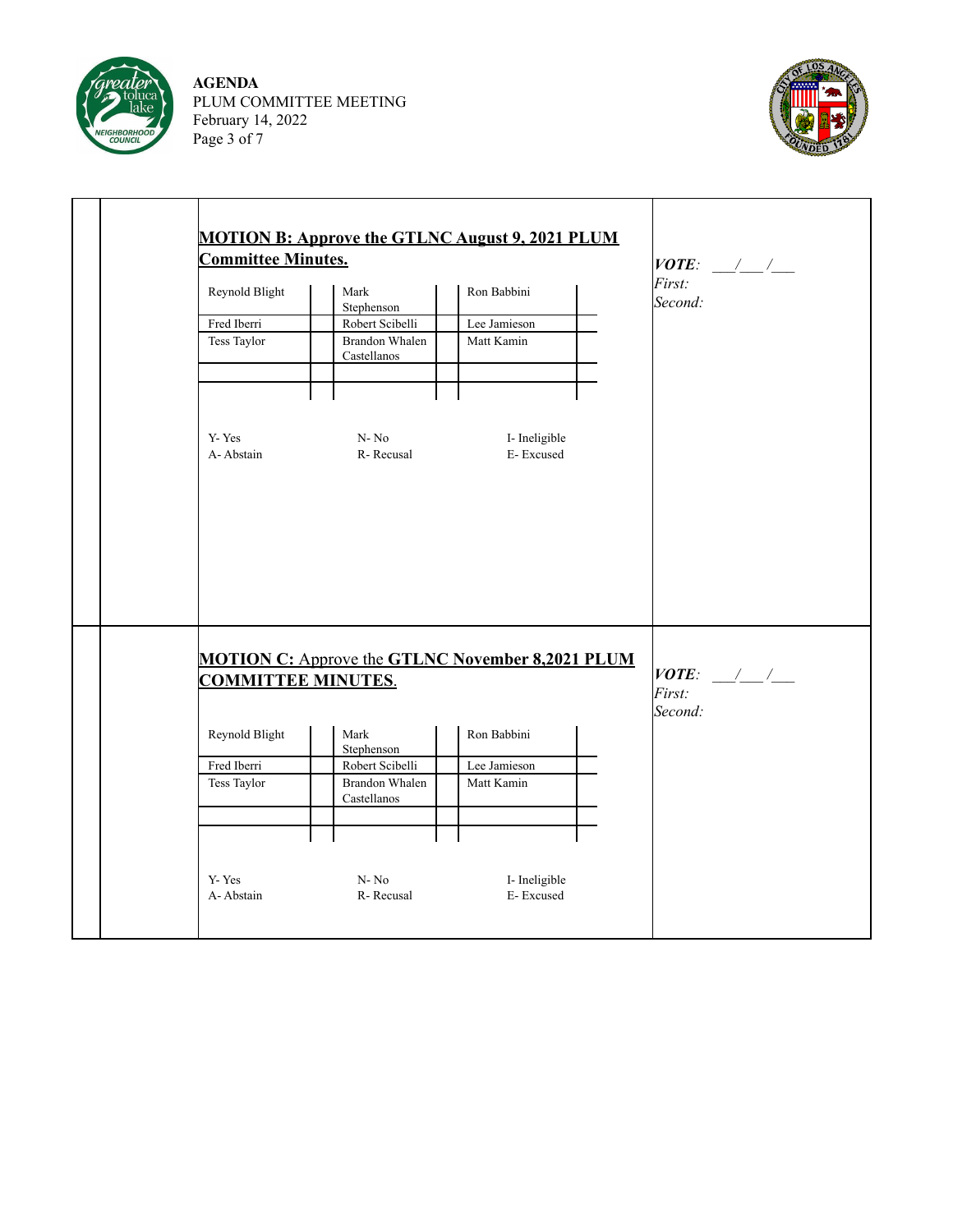**MOTION B: Approve the GTLNC August 9, 2021 PLUM Committee Minutes.**

| | | | | | |
|---|---|---|---|---|---|
| Reynold Blight | | Mark Stephenson | | Ron Babbini | |
| Fred Iberri | | Robert Scibelli | | Lee Jamieson | |
| Tess Taylor | | Brandon Whalen Castellanos | | Matt Kamin | |
| | | | | | |
| | | | | | |

Y- Yes　　N- No　　I- Ineligible
A- Abstain　　R- Recusal　　E- Excused

***VOTE***: \_\_\_/\_\_\_/\_\_\_
*First:*
*Second:*

**MOTION C:** Approve the **GTLNC November 8,2021 PLUM COMMITTEE MINUTES**.

| | | | | | |
|---|---|---|---|---|---|
| Reynold Blight | | Mark Stephenson | | Ron Babbini | |
| Fred Iberri | | Robert Scibelli | | Lee Jamieson | |
| Tess Taylor | | Brandon Whalen Castellanos | | Matt Kamin | |
| | | | | | |
| | | | | | |

Y- Yes　　N- No　　I- Ineligible
A- Abstain　　R- Recusal　　E- Excused

***VOTE***: \_\_\_/\_\_\_/\_\_\_
*First:*
*Second:*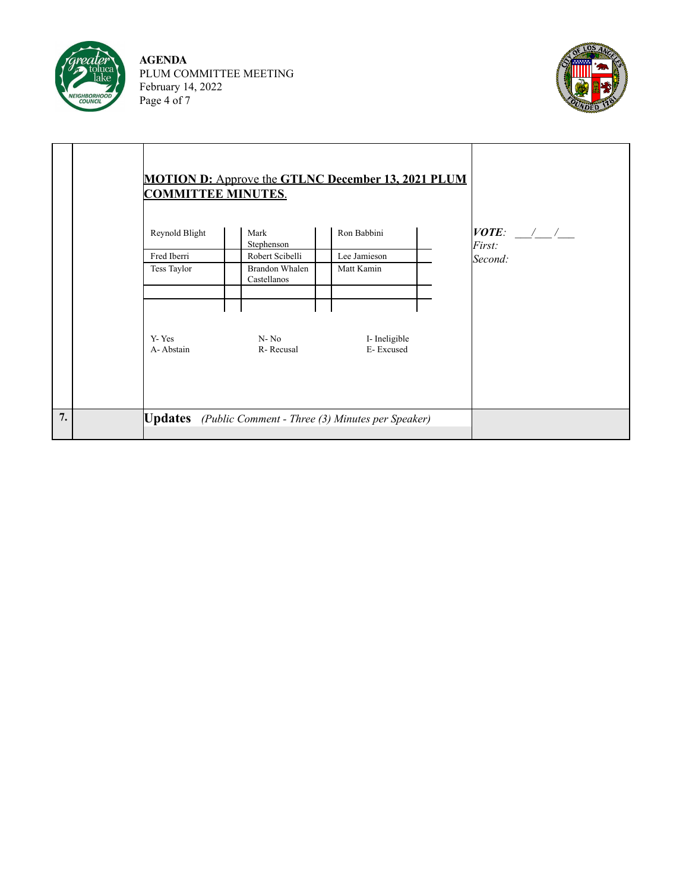**MOTION D:** Approve the **GTLNC December 13, 2021 PLUM COMMITTEE MINUTES**.

| | | | | | |
|---|---|---|---|---|---|
| Reynold Blight | | Mark Stephenson | | Ron Babbini | |
| Fred Iberri | | Robert Scibelli | | Lee Jamieson | |
| Tess Taylor | | Brandon Whalen Castellanos | | Matt Kamin | |
| | | | | | |
| | | | | | |

Y- Yes　　N- No　　I- Ineligible
A- Abstain　　R- Recusal　　E- Excused

***VOTE***: \_\_\_/\_\_\_/\_\_\_
*First:*
*Second:*

**7. Updates** *(Public Comment - Three (3) Minutes per Speaker)*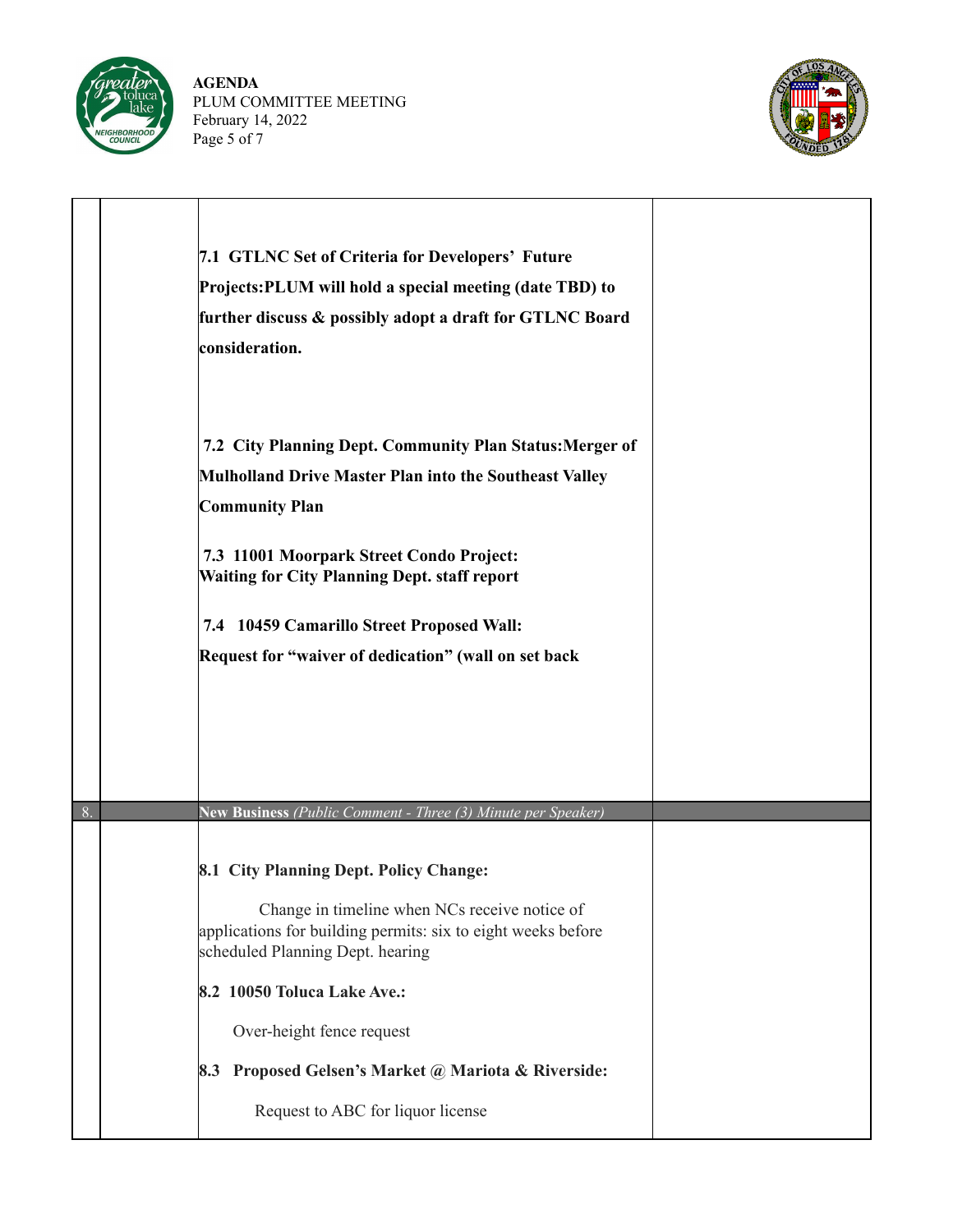**7.1 GTLNC Set of Criteria for Developers' Future Projects:PLUM will hold a special meeting (date TBD) to further discuss & possibly adopt a draft for GTLNC Board consideration.**

**7.2 City Planning Dept. Community Plan Status:Merger of Mulholland Drive Master Plan into the Southeast Valley Community Plan**

**7.3 11001 Moorpark Street Condo Project: Waiting for City Planning Dept. staff report**

**7.4 10459 Camarillo Street Proposed Wall: Request for "waiver of dedication" (wall on set back**

8. **New Business** *(Public Comment - Three (3) Minute per Speaker)*

**8.1 City Planning Dept. Policy Change:**

Change in timeline when NCs receive notice of applications for building permits: six to eight weeks before scheduled Planning Dept. hearing

**8.2 10050 Toluca Lake Ave.:**

Over-height fence request

**8.3 Proposed Gelsen's Market @ Mariota & Riverside:**

Request to ABC for liquor license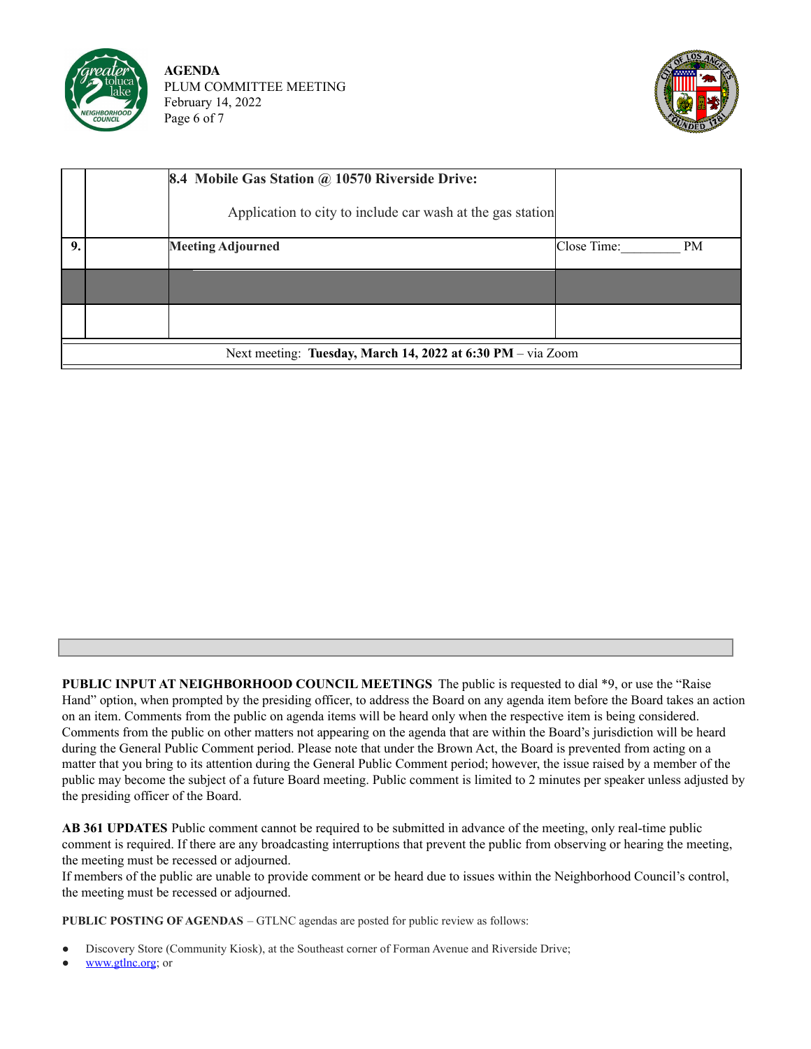| | | | |
|---|---|---|---|
| | | **8.4 Mobile Gas Station @ 10570 Riverside Drive:**<br><br>Application to city to include car wash at the gas station | |
| **9.** | | **Meeting Adjourned** | Close Time:_________ PM |
| | | | |
| | | | |
| Next meeting: **Tuesday, March 14, 2022 at 6:30 PM** – via Zoom | | | |

**PUBLIC INPUT AT NEIGHBORHOOD COUNCIL MEETINGS** The public is requested to dial *9, or use the "Raise Hand" option, when prompted by the presiding officer, to address the Board on any agenda item before the Board takes an action on an item. Comments from the public on agenda items will be heard only when the respective item is being considered. Comments from the public on other matters not appearing on the agenda that are within the Board's jurisdiction will be heard during the General Public Comment period. Please note that under the Brown Act, the Board is prevented from acting on a matter that you bring to its attention during the General Public Comment period; however, the issue raised by a member of the public may become the subject of a future Board meeting. Public comment is limited to 2 minutes per speaker unless adjusted by the presiding officer of the Board.

**AB 361 UPDATES** Public comment cannot be required to be submitted in advance of the meeting, only real-time public comment is required. If there are any broadcasting interruptions that prevent the public from observing or hearing the meeting, the meeting must be recessed or adjourned.
If members of the public are unable to provide comment or be heard due to issues within the Neighborhood Council's control, the meeting must be recessed or adjourned.

**PUBLIC POSTING OF AGENDAS** – GTLNC agendas are posted for public review as follows:

- Discovery Store (Community Kiosk), at the Southeast corner of Forman Avenue and Riverside Drive;
- [www.gtlnc.org](http://www.gtlnc.org); or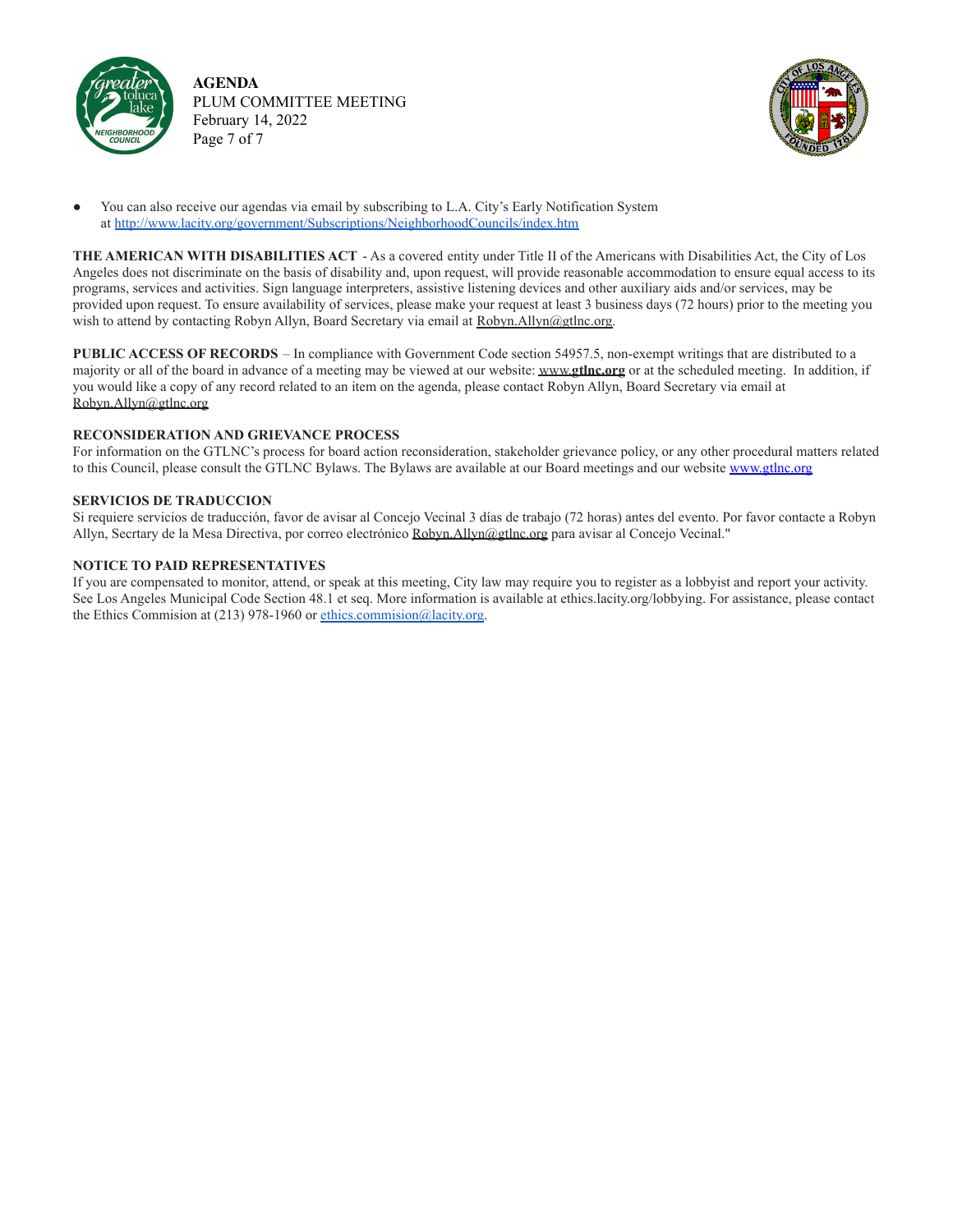- You can also receive our agendas via email by subscribing to L.A. City's Early Notification System at http://www.lacity.org/government/Subscriptions/NeighborhoodCouncils/index.htm

**THE AMERICAN WITH DISABILITIES ACT** - As a covered entity under Title II of the Americans with Disabilities Act, the City of Los Angeles does not discriminate on the basis of disability and, upon request, will provide reasonable accommodation to ensure equal access to its programs, services and activities. Sign language interpreters, assistive listening devices and other auxiliary aids and/or services, may be provided upon request. To ensure availability of services, please make your request at least 3 business days (72 hours) prior to the meeting you wish to attend by contacting Robyn Allyn, Board Secretary via email at Robyn.Allyn@gtlnc.org.

**PUBLIC ACCESS OF RECORDS** – In compliance with Government Code section 54957.5, non-exempt writings that are distributed to a majority or all of the board in advance of a meeting may be viewed at our website: www.**gtlnc.org** or at the scheduled meeting. In addition, if you would like a copy of any record related to an item on the agenda, please contact Robyn Allyn, Board Secretary via email at Robyn.Allyn@gtlnc.org

**RECONSIDERATION AND GRIEVANCE PROCESS**
For information on the GTLNC's process for board action reconsideration, stakeholder grievance policy, or any other procedural matters related to this Council, please consult the GTLNC Bylaws. The Bylaws are available at our Board meetings and our website www.gtlnc.org

**SERVICIOS DE TRADUCCION**
Si requiere servicios de traducción, favor de avisar al Concejo Vecinal 3 días de trabajo (72 horas) antes del evento. Por favor contacte a Robyn Allyn, Secrtary de la Mesa Directiva, por correo electrónico Robyn.Allyn@gtlnc.org para avisar al Concejo Vecinal."

**NOTICE TO PAID REPRESENTATIVES**
If you are compensated to monitor, attend, or speak at this meeting, City law may require you to register as a lobbyist and report your activity. See Los Angeles Municipal Code Section 48.1 et seq. More information is available at ethics.lacity.org/lobbying. For assistance, please contact the Ethics Commision at (213) 978-1960 or ethics.commision@lacity.org.